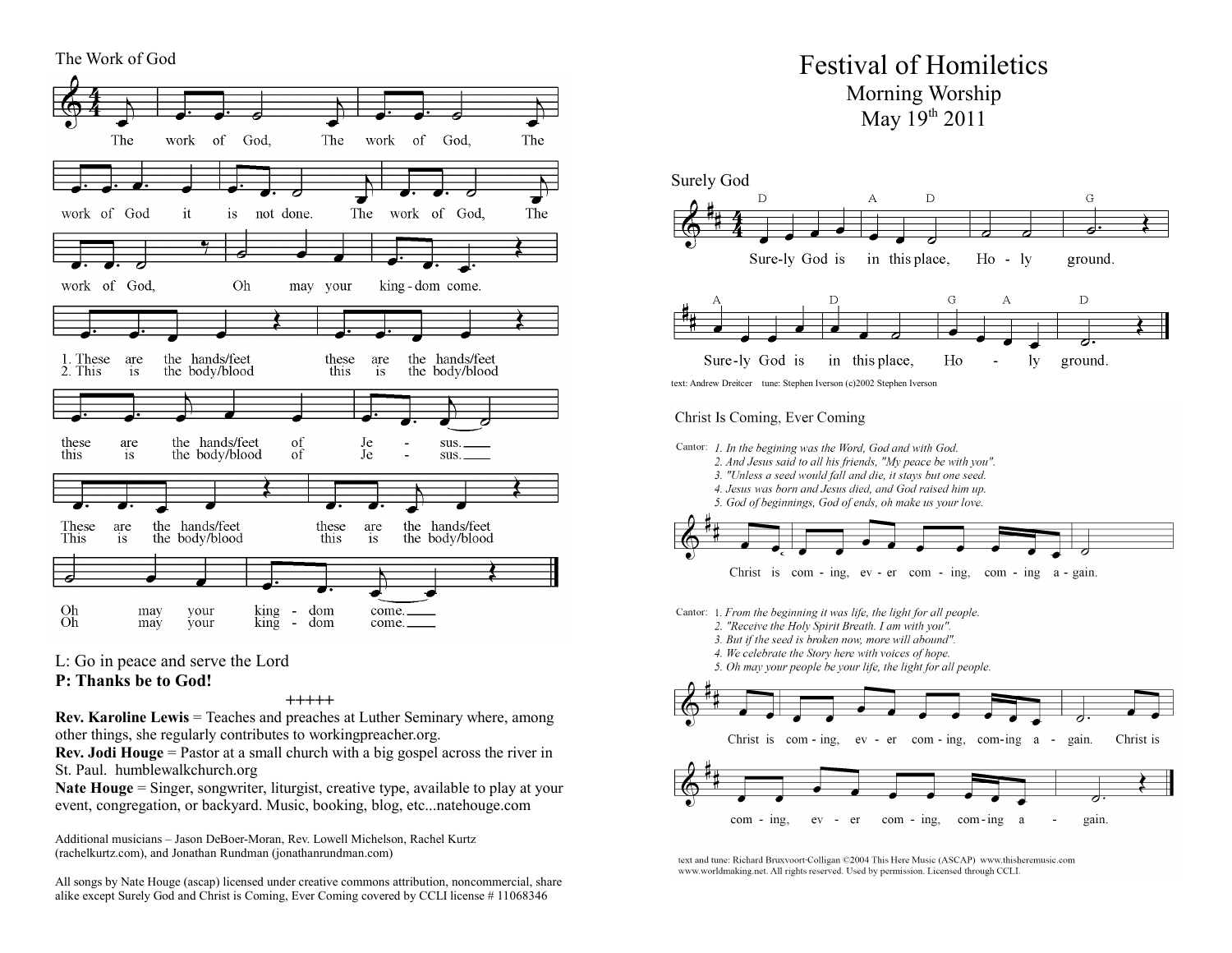## The Work of God

The work of God, The work of God, The work of God it is not done. The work of God, The work of God, Oh may your kingdom come.

1. These are the hands/feet these are the hands/feet these are the hands/feet of Jesus.
2. This is the body/blood this is the body/blood this is the body/blood of Jesus.

These are the hands/feet these are the hands/feet Oh may your kingdom come.
This is the body/blood this is the body/blood Oh may your kingdom come.

L: Go in peace and serve the Lord
**P: Thanks be to God!**

+++++

**Rev. Karoline Lewis** = Teaches and preaches at Luther Seminary where, among other things, she regularly contributes to workingpreacher.org.
**Rev. Jodi Houge** = Pastor at a small church with a big gospel across the river in St. Paul. humblewalkchurch.org
**Nate Houge** = Singer, songwriter, liturgist, creative type, available to play at your event, congregation, or backyard. Music, booking, blog, etc...natehouge.com

Additional musicians – Jason DeBoer-Moran, Rev. Lowell Michelson, Rachel Kurtz (rachelkurtz.com), and Jonathan Rundman (jonathanrundman.com)

All songs by Nate Houge (ascap) licensed under creative commons attribution, noncommercial, share alike except Surely God and Christ is Coming, Ever Coming covered by CCLI license # 11068346

# Festival of Homiletics

## Morning Worship

## May 19th 2011

## Surely God

Sure-ly God is in this place, Ho - ly ground.
Sure-ly God is in this place, Ho - ly ground.

text: Andrew Dreitcer tune: Stephen Iverson (c)2002 Stephen Iverson

## Christ Is Coming, Ever Coming

Cantor:
*1. In the begining was the Word, God and with God.*
*2. And Jesus said to all his friends, "My peace be with you".*
*3. "Unless a seed would fall and die, it stays but one seed.*
*4. Jesus was born and Jesus died, and God raised him up.*
*5. God of beginnings, God of ends, oh make us your love.*

Christ is com - ing, ev - er com - ing, com - ing a - gain.

Cantor:
1. *From the beginning it was life, the light for all people.*
2. *"Receive the Holy Spirit Breath. I am with you".*
3. *But if the seed is broken now, more will abound".*
4. *We celebrate the Story here with voices of hope.*
5. *Oh may your people be your life, the light for all people.*

Christ is com - ing, ev - er com - ing, com-ing a - gain. Christ is com - ing, ev - er com - ing, com-ing a - gain.

text and tune: Richard Bruxvoort-Colligan ©2004 This Here Music (ASCAP) www.thisheremusic.com www.worldmaking.net. All rights reserved. Used by permission. Licensed through CCLI.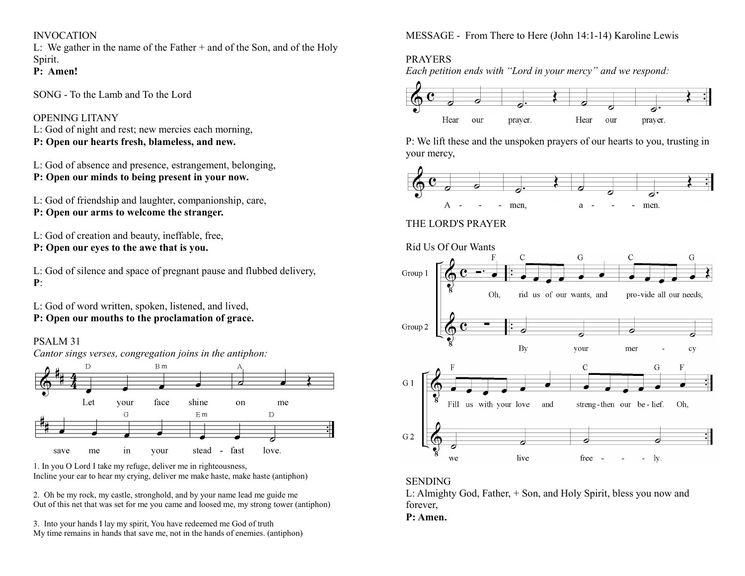INVOCATION

L: We gather in the name of the Father + and of the Son, and of the Holy Spirit.

**P: Amen!**

SONG - To the Lamb and To the Lord

OPENING LITANY

L: God of night and rest; new mercies each morning,

**P: Open our hearts fresh, blameless, and new.**

L: God of absence and presence, estrangement, belonging,

**P: Open our minds to being present in your now.**

L: God of friendship and laughter, companionship, care,

**P: Open our arms to welcome the stranger.**

L: God of creation and beauty, ineffable, free,

**P: Open our eyes to the awe that is you.**

L: God of silence and space of pregnant pause and flubbed delivery,

**P**:

L: God of word written, spoken, listened, and lived,

**P: Open our mouths to the proclamation of grace.**

PSALM 31

*Cantor sings verses, congregation joins in the antiphon:*

D Bm A
Let your face shine on me
G Em D
save me in your stead - fast love.

1. In you O Lord I take my refuge, deliver me in righteousness,
Incline your ear to hear my crying, deliver me make haste, make haste (antiphon)

2. Oh be my rock, my castle, stronghold, and by your name lead me guide me
Out of this net that was set for me you came and loosed me, my strong tower (antiphon)

3. Into your hands I lay my spirit, You have redeemed me God of truth
My time remains in hands that save me, not in the hands of enemies. (antiphon)

MESSAGE - From There to Here (John 14:1-14) Karoline Lewis

PRAYERS

*Each petition ends with "Lord in your mercy" and we respond:*

Hear our prayer. Hear our prayer.

P: We lift these and the unspoken prayers of our hearts to you, trusting in your mercy,

A - - - men, a - - - men.

THE LORD'S PRAYER

Rid Us Of Our Wants

Group 1: F C G C G
Oh, rid us of our wants, and pro-vide all our needs,

Group 2: By your mer - cy

G 1: F C G F
Fill us with your love and streng-then our be-lief. Oh,

G 2: we live free - - - ly.

SENDING

L: Almighty God, Father, + Son, and Holy Spirit, bless you now and forever,

**P: Amen.**